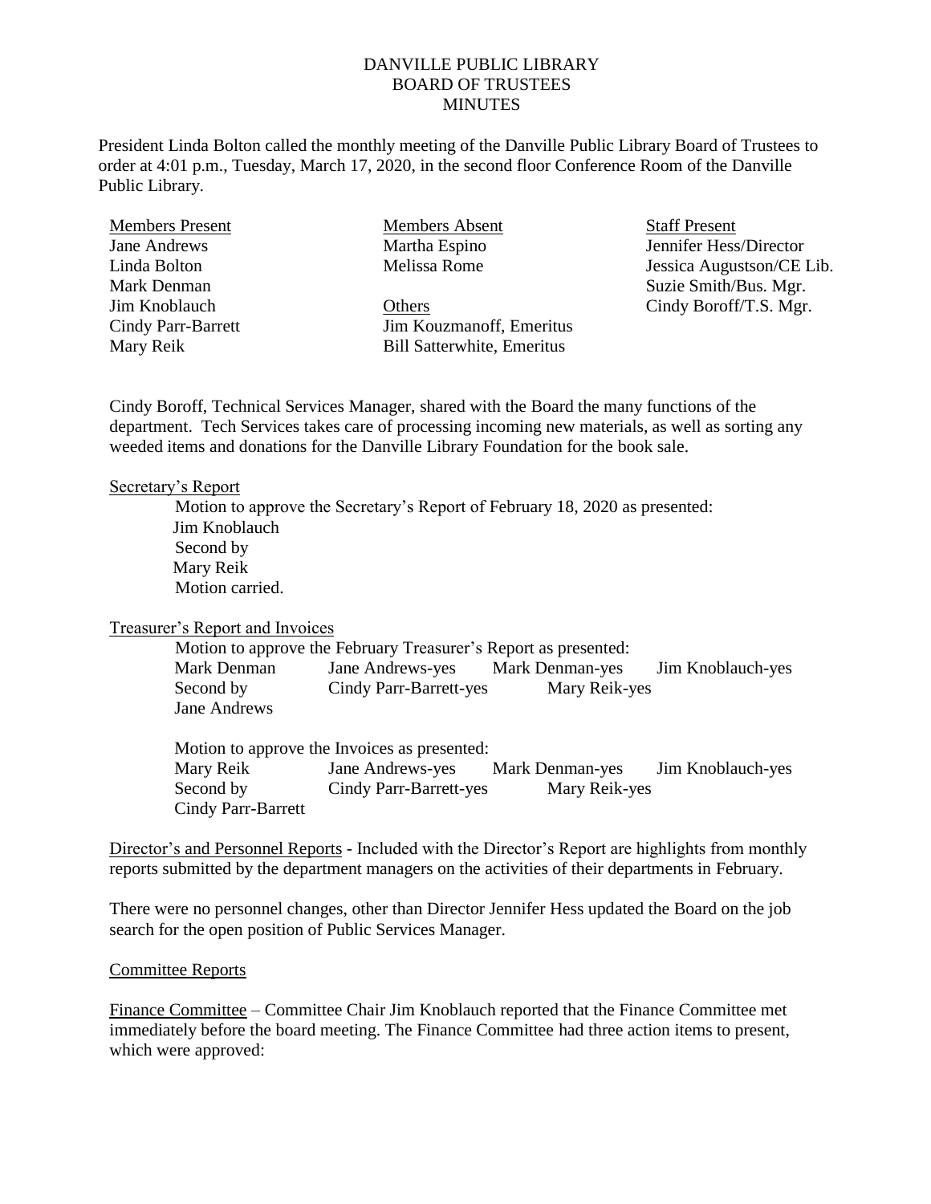DANVILLE PUBLIC LIBRARY
BOARD OF TRUSTEES
MINUTES

President Linda Bolton called the monthly meeting of the Danville Public Library Board of Trustees to order at 4:01 p.m., Tuesday, March 17, 2020, in the second floor Conference Room of the Danville Public Library.

| Members Present | Members Absent | Staff Present |
|---|---|---|
| Jane Andrews | Martha Espino | Jennifer Hess/Director |
| Linda Bolton | Melissa Rome | Jessica Augustson/CE Lib. |
| Mark Denman | | Suzie Smith/Bus. Mgr. |
| Jim Knoblauch | Others | Cindy Boroff/T.S. Mgr. |
| Cindy Parr-Barrett | Jim Kouzmanoff, Emeritus | |
| Mary Reik | Bill Satterwhite, Emeritus | |

Cindy Boroff, Technical Services Manager, shared with the Board the many functions of the department. Tech Services takes care of processing incoming new materials, as well as sorting any weeded items and donations for the Danville Library Foundation for the book sale.

Secretary's Report

Motion to approve the Secretary's Report of February 18, 2020 as presented:
Jim Knoblauch
Second by
Mary Reik
Motion carried.

Treasurer's Report and Invoices

Motion to approve the February Treasurer's Report as presented:

| | | | |
|---|---|---|---|
| Mark Denman | Jane Andrews-yes | Mark Denman-yes | Jim Knoblauch-yes |
| Second by | Cindy Parr-Barrett-yes | Mary Reik-yes | |
| Jane Andrews | | | |

Motion to approve the Invoices as presented:

| | | | |
|---|---|---|---|
| Mary Reik | Jane Andrews-yes | Mark Denman-yes | Jim Knoblauch-yes |
| Second by | Cindy Parr-Barrett-yes | Mary Reik-yes | |
| Cindy Parr-Barrett | | | |

Director's and Personnel Reports - Included with the Director's Report are highlights from monthly reports submitted by the department managers on the activities of their departments in February.

There were no personnel changes, other than Director Jennifer Hess updated the Board on the job search for the open position of Public Services Manager.

Committee Reports

Finance Committee – Committee Chair Jim Knoblauch reported that the Finance Committee met immediately before the board meeting. The Finance Committee had three action items to present, which were approved: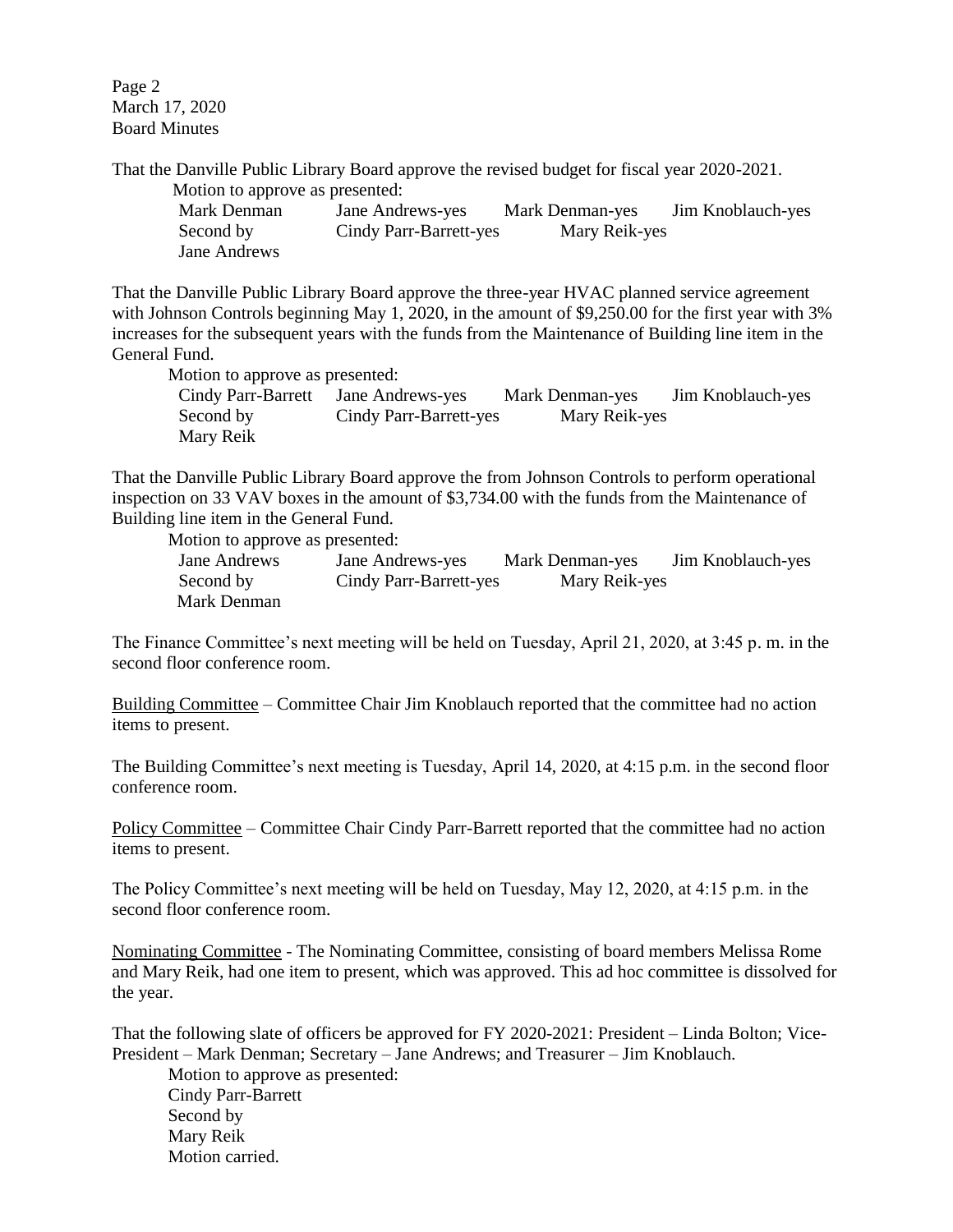That the Danville Public Library Board approve the revised budget for fiscal year 2020-2021.

Motion to approve as presented:

| | | | |
|---|---|---|---|
| Mark Denman | Jane Andrews-yes | Mark Denman-yes | Jim Knoblauch-yes |
| Second by | Cindy Parr-Barrett-yes | Mary Reik-yes | |
| Jane Andrews | | | |

That the Danville Public Library Board approve the three-year HVAC planned service agreement with Johnson Controls beginning May 1, 2020, in the amount of $9,250.00 for the first year with 3% increases for the subsequent years with the funds from the Maintenance of Building line item in the General Fund.

Motion to approve as presented:

| | | | |
|---|---|---|---|
| Cindy Parr-Barrett | Jane Andrews-yes | Mark Denman-yes | Jim Knoblauch-yes |
| Second by | Cindy Parr-Barrett-yes | Mary Reik-yes | |
| Mary Reik | | | |

That the Danville Public Library Board approve the from Johnson Controls to perform operational inspection on 33 VAV boxes in the amount of $3,734.00 with the funds from the Maintenance of Building line item in the General Fund.

Motion to approve as presented:

| | | | |
|---|---|---|---|
| Jane Andrews | Jane Andrews-yes | Mark Denman-yes | Jim Knoblauch-yes |
| Second by | Cindy Parr-Barrett-yes | Mary Reik-yes | |
| Mark Denman | | | |

The Finance Committee's next meeting will be held on Tuesday, April 21, 2020, at 3:45 p. m. in the second floor conference room.

<u>Building Committee</u> – Committee Chair Jim Knoblauch reported that the committee had no action items to present.

The Building Committee's next meeting is Tuesday, April 14, 2020, at 4:15 p.m. in the second floor conference room.

<u>Policy Committee</u> – Committee Chair Cindy Parr-Barrett reported that the committee had no action items to present.

The Policy Committee's next meeting will be held on Tuesday, May 12, 2020, at 4:15 p.m. in the second floor conference room.

<u>Nominating Committee</u> - The Nominating Committee, consisting of board members Melissa Rome and Mary Reik, had one item to present, which was approved. This ad hoc committee is dissolved for the year.

That the following slate of officers be approved for FY 2020-2021: President – Linda Bolton; Vice-President – Mark Denman; Secretary – Jane Andrews; and Treasurer – Jim Knoblauch.

Motion to approve as presented:
Cindy Parr-Barrett
Second by
Mary Reik
Motion carried.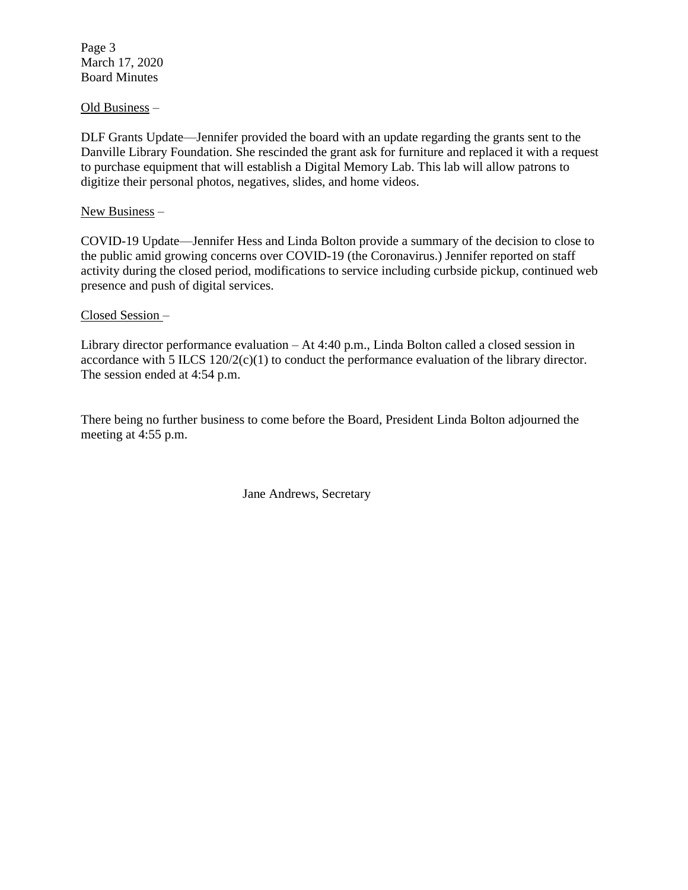Old Business –

DLF Grants Update—Jennifer provided the board with an update regarding the grants sent to the Danville Library Foundation. She rescinded the grant ask for furniture and replaced it with a request to purchase equipment that will establish a Digital Memory Lab. This lab will allow patrons to digitize their personal photos, negatives, slides, and home videos.

New Business –

COVID-19 Update—Jennifer Hess and Linda Bolton provide a summary of the decision to close to the public amid growing concerns over COVID-19 (the Coronavirus.) Jennifer reported on staff activity during the closed period, modifications to service including curbside pickup, continued web presence and push of digital services.

Closed Session –

Library director performance evaluation – At 4:40 p.m., Linda Bolton called a closed session in accordance with 5 ILCS 120/2(c)(1) to conduct the performance evaluation of the library director. The session ended at 4:54 p.m.

There being no further business to come before the Board, President Linda Bolton adjourned the meeting at 4:55 p.m.

Jane Andrews, Secretary